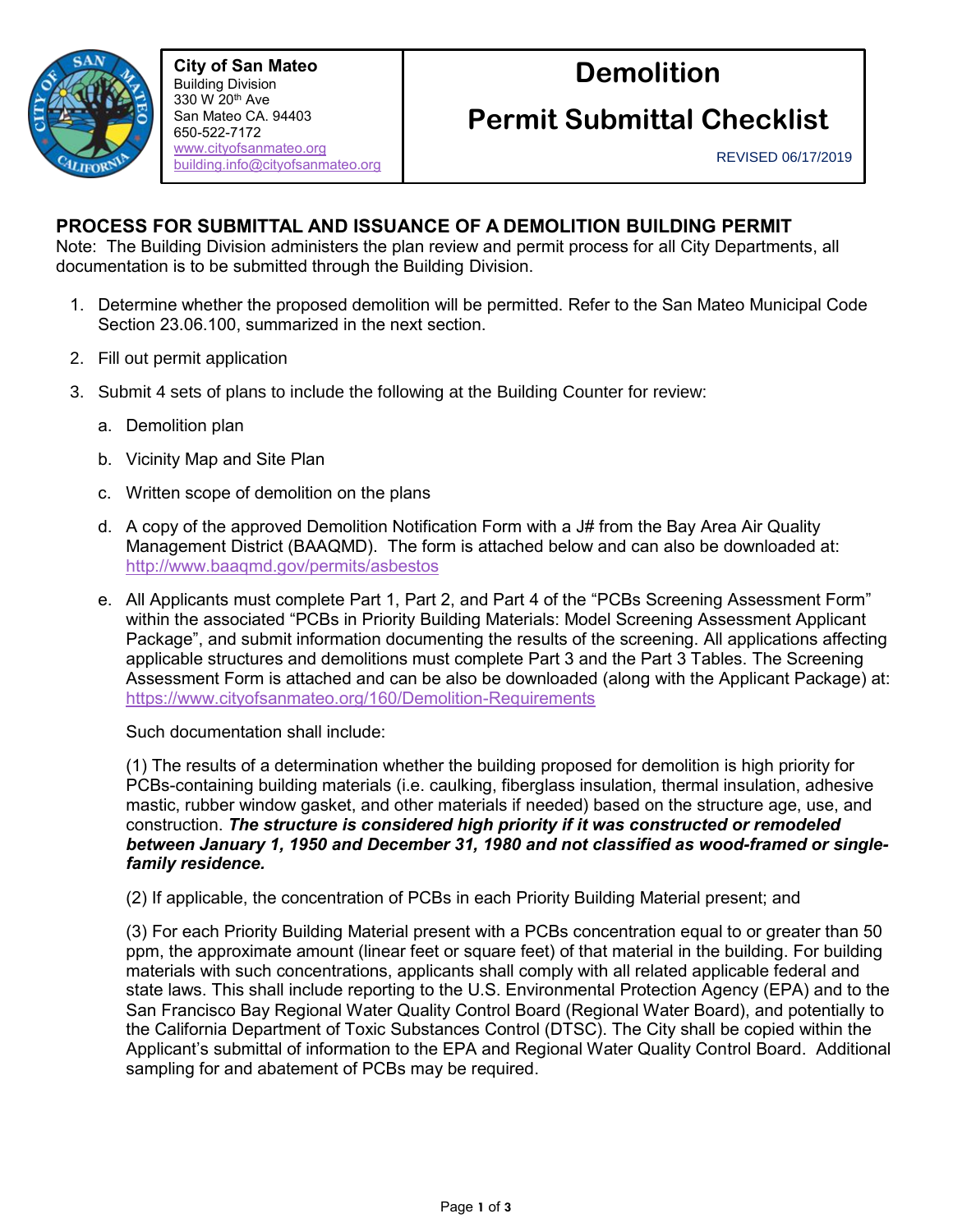**City of San Mateo**
Building Division
330 W 20th Ave
San Mateo CA. 94403
650-522-7172
www.cityofsanmateo.org
building.info@cityofsanmateo.org

# Demolition Permit Submittal Checklist

REVISED 06/17/2019

## PROCESS FOR SUBMITTAL AND ISSUANCE OF A DEMOLITION BUILDING PERMIT

Note: The Building Division administers the plan review and permit process for all City Departments, all documentation is to be submitted through the Building Division.

1. Determine whether the proposed demolition will be permitted. Refer to the San Mateo Municipal Code Section 23.06.100, summarized in the next section.
2. Fill out permit application
3. Submit 4 sets of plans to include the following at the Building Counter for review:
   a. Demolition plan
   b. Vicinity Map and Site Plan
   c. Written scope of demolition on the plans
   d. A copy of the approved Demolition Notification Form with a J# from the Bay Area Air Quality Management District (BAAQMD). The form is attached below and can also be downloaded at: http://www.baaqmd.gov/permits/asbestos
   e. All Applicants must complete Part 1, Part 2, and Part 4 of the "PCBs Screening Assessment Form" within the associated "PCBs in Priority Building Materials: Model Screening Assessment Applicant Package", and submit information documenting the results of the screening. All applications affecting applicable structures and demolitions must complete Part 3 and the Part 3 Tables. The Screening Assessment Form is attached and can be also be downloaded (along with the Applicant Package) at: https://www.cityofsanmateo.org/160/Demolition-Requirements

      Such documentation shall include:

      (1) The results of a determination whether the building proposed for demolition is high priority for PCBs-containing building materials (i.e. caulking, fiberglass insulation, thermal insulation, adhesive mastic, rubber window gasket, and other materials if needed) based on the structure age, use, and construction. ***The structure is considered high priority if it was constructed or remodeled between January 1, 1950 and December 31, 1980 and not classified as wood-framed or single-family residence.***

      (2) If applicable, the concentration of PCBs in each Priority Building Material present; and

      (3) For each Priority Building Material present with a PCBs concentration equal to or greater than 50 ppm, the approximate amount (linear feet or square feet) of that material in the building. For building materials with such concentrations, applicants shall comply with all related applicable federal and state laws. This shall include reporting to the U.S. Environmental Protection Agency (EPA) and to the San Francisco Bay Regional Water Quality Control Board (Regional Water Board), and potentially to the California Department of Toxic Substances Control (DTSC). The City shall be copied within the Applicant's submittal of information to the EPA and Regional Water Quality Control Board. Additional sampling for and abatement of PCBs may be required.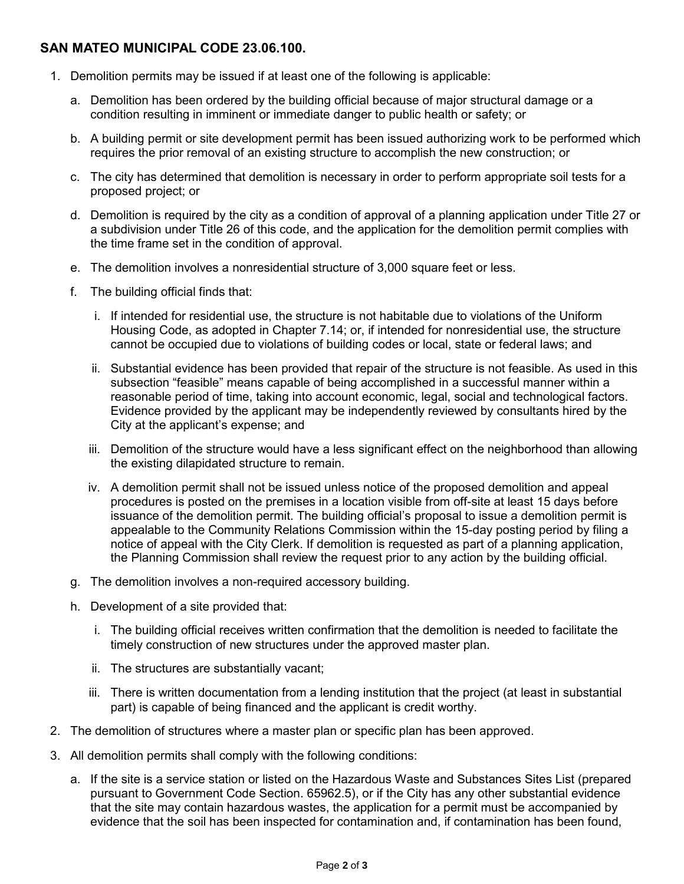## SAN MATEO MUNICIPAL CODE 23.06.100.

1. Demolition permits may be issued if at least one of the following is applicable:

   a. Demolition has been ordered by the building official because of major structural damage or a condition resulting in imminent or immediate danger to public health or safety; or

   b. A building permit or site development permit has been issued authorizing work to be performed which requires the prior removal of an existing structure to accomplish the new construction; or

   c. The city has determined that demolition is necessary in order to perform appropriate soil tests for a proposed project; or

   d. Demolition is required by the city as a condition of approval of a planning application under Title 27 or a subdivision under Title 26 of this code, and the application for the demolition permit complies with the time frame set in the condition of approval.

   e. The demolition involves a nonresidential structure of 3,000 square feet or less.

   f. The building official finds that:

      i. If intended for residential use, the structure is not habitable due to violations of the Uniform Housing Code, as adopted in Chapter 7.14; or, if intended for nonresidential use, the structure cannot be occupied due to violations of building codes or local, state or federal laws; and

      ii. Substantial evidence has been provided that repair of the structure is not feasible. As used in this subsection "feasible" means capable of being accomplished in a successful manner within a reasonable period of time, taking into account economic, legal, social and technological factors. Evidence provided by the applicant may be independently reviewed by consultants hired by the City at the applicant's expense; and

      iii. Demolition of the structure would have a less significant effect on the neighborhood than allowing the existing dilapidated structure to remain.

      iv. A demolition permit shall not be issued unless notice of the proposed demolition and appeal procedures is posted on the premises in a location visible from off-site at least 15 days before issuance of the demolition permit. The building official's proposal to issue a demolition permit is appealable to the Community Relations Commission within the 15-day posting period by filing a notice of appeal with the City Clerk. If demolition is requested as part of a planning application, the Planning Commission shall review the request prior to any action by the building official.

   g. The demolition involves a non-required accessory building.

   h. Development of a site provided that:

      i. The building official receives written confirmation that the demolition is needed to facilitate the timely construction of new structures under the approved master plan.

      ii. The structures are substantially vacant;

      iii. There is written documentation from a lending institution that the project (at least in substantial part) is capable of being financed and the applicant is credit worthy.

2. The demolition of structures where a master plan or specific plan has been approved.

3. All demolition permits shall comply with the following conditions:

   a. If the site is a service station or listed on the Hazardous Waste and Substances Sites List (prepared pursuant to Government Code Section. 65962.5), or if the City has any other substantial evidence that the site may contain hazardous wastes, the application for a permit must be accompanied by evidence that the soil has been inspected for contamination and, if contamination has been found,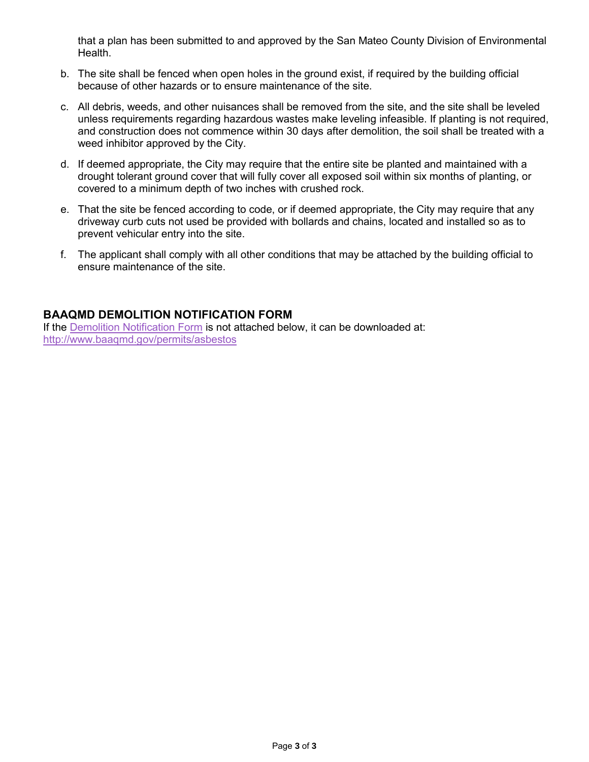that a plan has been submitted to and approved by the San Mateo County Division of Environmental Health.

b. The site shall be fenced when open holes in the ground exist, if required by the building official because of other hazards or to ensure maintenance of the site.

c. All debris, weeds, and other nuisances shall be removed from the site, and the site shall be leveled unless requirements regarding hazardous wastes make leveling infeasible. If planting is not required, and construction does not commence within 30 days after demolition, the soil shall be treated with a weed inhibitor approved by the City.

d. If deemed appropriate, the City may require that the entire site be planted and maintained with a drought tolerant ground cover that will fully cover all exposed soil within six months of planting, or covered to a minimum depth of two inches with crushed rock.

e. That the site be fenced according to code, or if deemed appropriate, the City may require that any driveway curb cuts not used be provided with bollards and chains, located and installed so as to prevent vehicular entry into the site.

f. The applicant shall comply with all other conditions that may be attached by the building official to ensure maintenance of the site.

## BAAQMD DEMOLITION NOTIFICATION FORM

If the Demolition Notification Form is not attached below, it can be downloaded at: http://www.baaqmd.gov/permits/asbestos